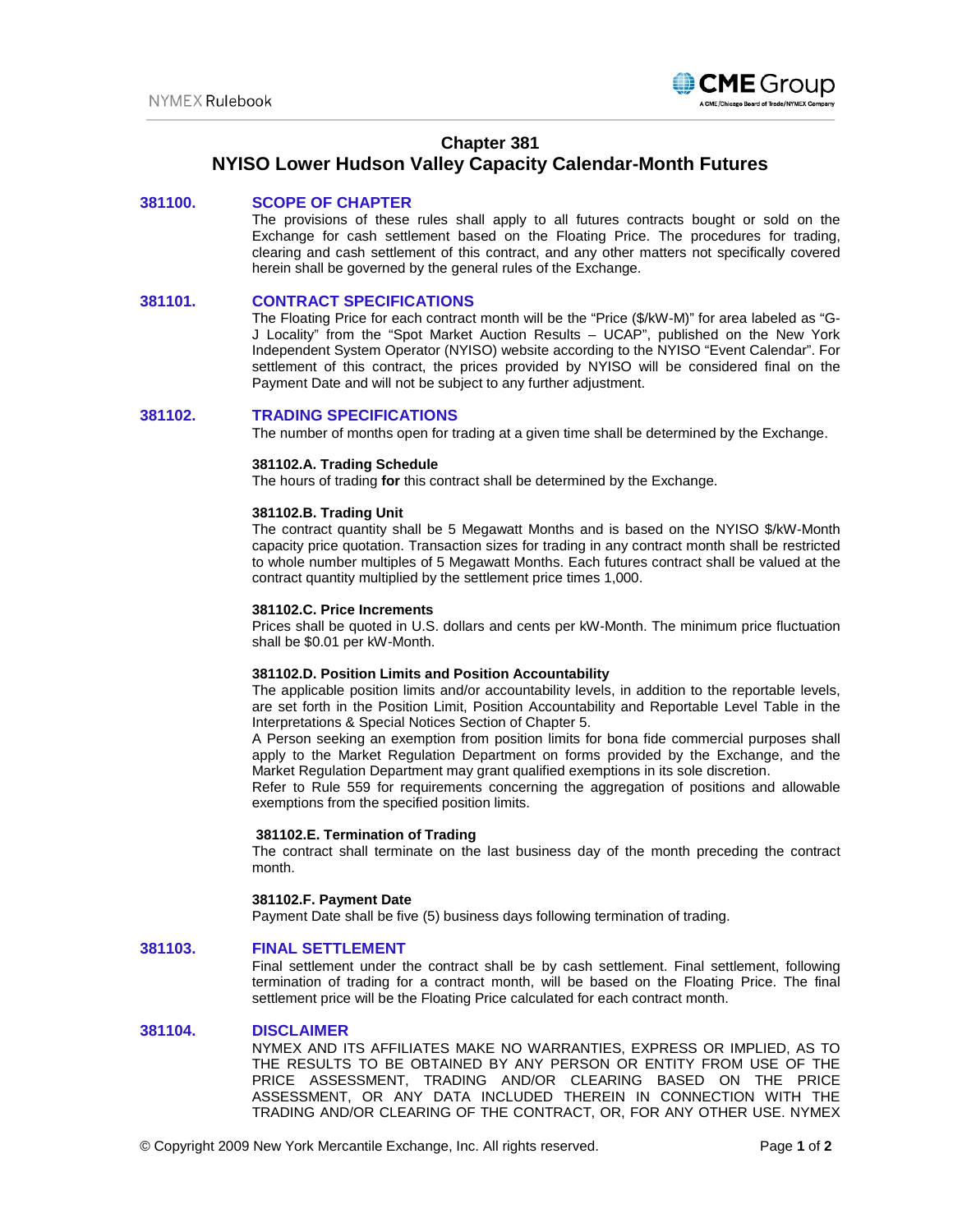# Chapter 381
# NYISO Lower Hudson Valley Capacity Calendar-Month Futures

## 381100. SCOPE OF CHAPTER

The provisions of these rules shall apply to all futures contracts bought or sold on the Exchange for cash settlement based on the Floating Price. The procedures for trading, clearing and cash settlement of this contract, and any other matters not specifically covered herein shall be governed by the general rules of the Exchange.

## 381101. CONTRACT SPECIFICATIONS

The Floating Price for each contract month will be the "Price ($/kW-M)" for area labeled as "G-J Locality" from the "Spot Market Auction Results – UCAP", published on the New York Independent System Operator (NYISO) website according to the NYISO "Event Calendar". For settlement of this contract, the prices provided by NYISO will be considered final on the Payment Date and will not be subject to any further adjustment.

## 381102. TRADING SPECIFICATIONS

The number of months open for trading at a given time shall be determined by the Exchange.

### 381102.A. Trading Schedule

The hours of trading **for** this contract shall be determined by the Exchange.

### 381102.B. Trading Unit

The contract quantity shall be 5 Megawatt Months and is based on the NYISO $/kW-Month capacity price quotation. Transaction sizes for trading in any contract month shall be restricted to whole number multiples of 5 Megawatt Months. Each futures contract shall be valued at the contract quantity multiplied by the settlement price times 1,000.

### 381102.C. Price Increments

Prices shall be quoted in U.S. dollars and cents per kW-Month. The minimum price fluctuation shall be $0.01 per kW-Month.

### 381102.D. Position Limits and Position Accountability

The applicable position limits and/or accountability levels, in addition to the reportable levels, are set forth in the Position Limit, Position Accountability and Reportable Level Table in the Interpretations & Special Notices Section of Chapter 5.

A Person seeking an exemption from position limits for bona fide commercial purposes shall apply to the Market Regulation Department on forms provided by the Exchange, and the Market Regulation Department may grant qualified exemptions in its sole discretion.

Refer to Rule 559 for requirements concerning the aggregation of positions and allowable exemptions from the specified position limits.

### 381102.E. Termination of Trading

The contract shall terminate on the last business day of the month preceding the contract month.

### 381102.F. Payment Date

Payment Date shall be five (5) business days following termination of trading.

## 381103. FINAL SETTLEMENT

Final settlement under the contract shall be by cash settlement. Final settlement, following termination of trading for a contract month, will be based on the Floating Price. The final settlement price will be the Floating Price calculated for each contract month.

## 381104. DISCLAIMER

NYMEX AND ITS AFFILIATES MAKE NO WARRANTIES, EXPRESS OR IMPLIED, AS TO THE RESULTS TO BE OBTAINED BY ANY PERSON OR ENTITY FROM USE OF THE PRICE ASSESSMENT, TRADING AND/OR CLEARING BASED ON THE PRICE ASSESSMENT, OR ANY DATA INCLUDED THEREIN IN CONNECTION WITH THE TRADING AND/OR CLEARING OF THE CONTRACT, OR, FOR ANY OTHER USE. NYMEX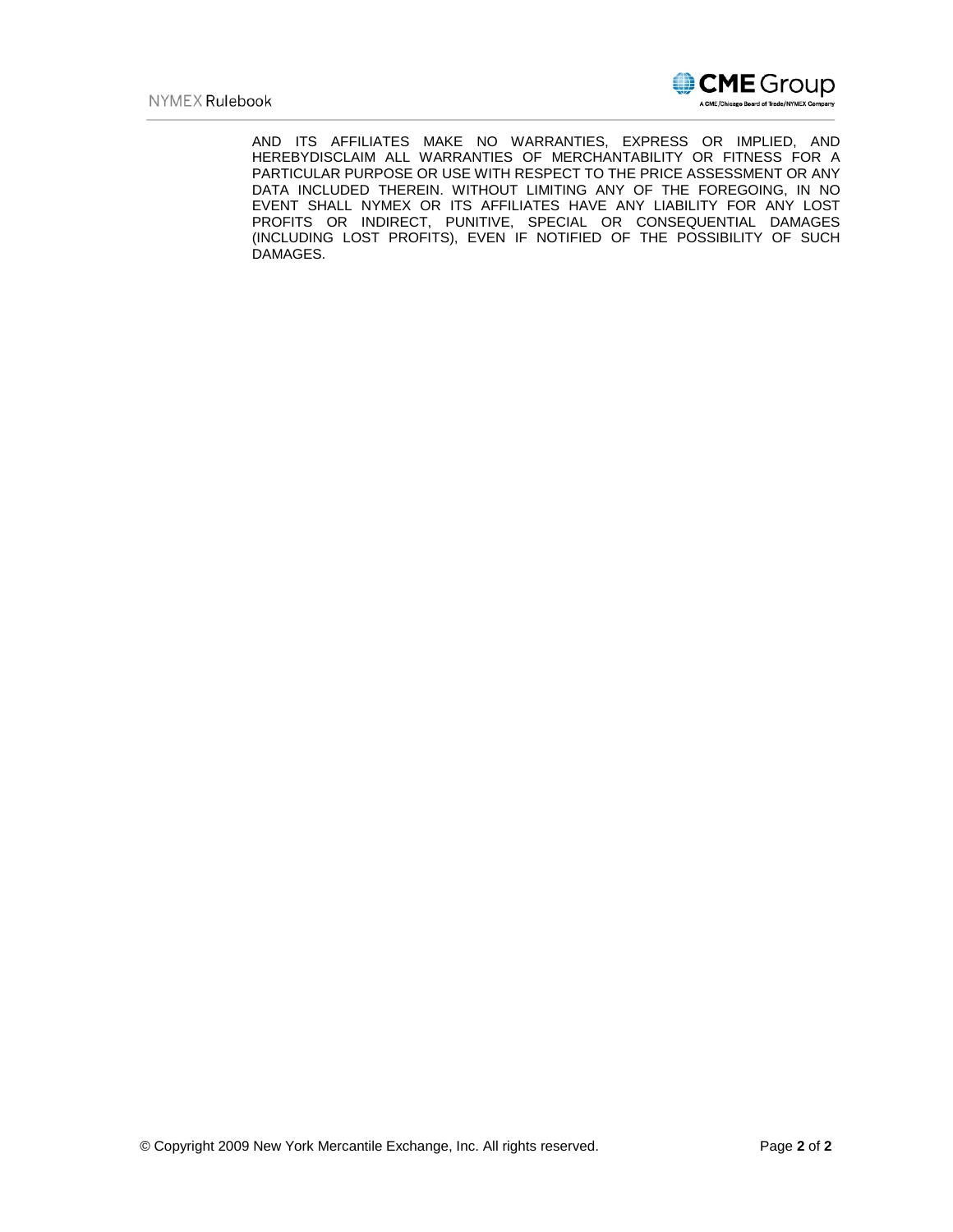AND ITS AFFILIATES MAKE NO WARRANTIES, EXPRESS OR IMPLIED, AND HEREBYDISCLAIM ALL WARRANTIES OF MERCHANTABILITY OR FITNESS FOR A PARTICULAR PURPOSE OR USE WITH RESPECT TO THE PRICE ASSESSMENT OR ANY DATA INCLUDED THEREIN. WITHOUT LIMITING ANY OF THE FOREGOING, IN NO EVENT SHALL NYMEX OR ITS AFFILIATES HAVE ANY LIABILITY FOR ANY LOST PROFITS OR INDIRECT, PUNITIVE, SPECIAL OR CONSEQUENTIAL DAMAGES (INCLUDING LOST PROFITS), EVEN IF NOTIFIED OF THE POSSIBILITY OF SUCH DAMAGES.